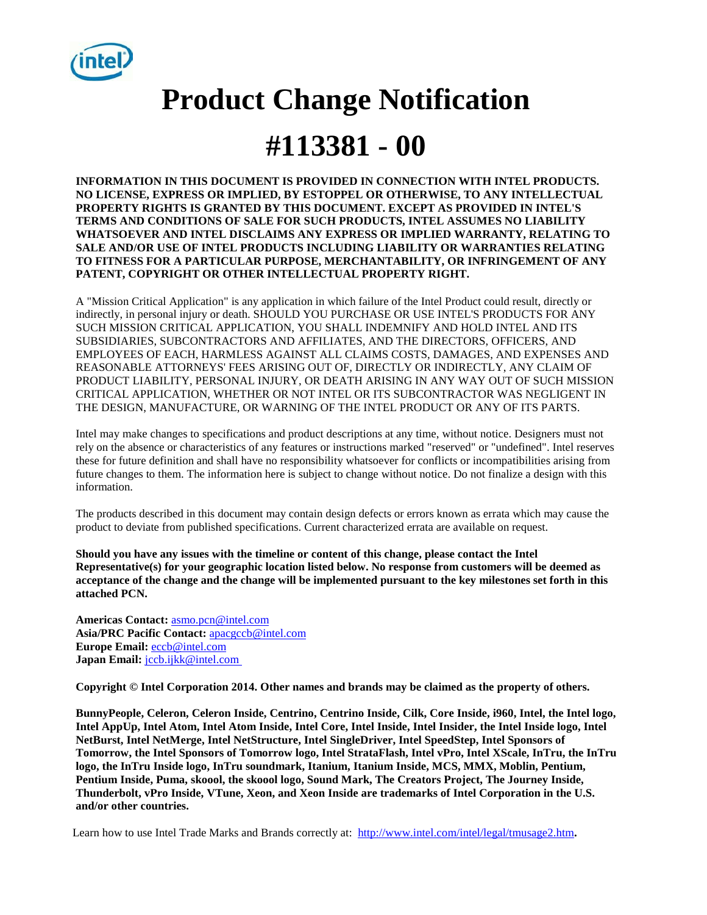# Product Change Notification

# #113381 - 00

**INFORMATION IN THIS DOCUMENT IS PROVIDED IN CONNECTION WITH INTEL PRODUCTS. NO LICENSE, EXPRESS OR IMPLIED, BY ESTOPPEL OR OTHERWISE, TO ANY INTELLECTUAL PROPERTY RIGHTS IS GRANTED BY THIS DOCUMENT. EXCEPT AS PROVIDED IN INTEL'S TERMS AND CONDITIONS OF SALE FOR SUCH PRODUCTS, INTEL ASSUMES NO LIABILITY WHATSOEVER AND INTEL DISCLAIMS ANY EXPRESS OR IMPLIED WARRANTY, RELATING TO SALE AND/OR USE OF INTEL PRODUCTS INCLUDING LIABILITY OR WARRANTIES RELATING TO FITNESS FOR A PARTICULAR PURPOSE, MERCHANTABILITY, OR INFRINGEMENT OF ANY PATENT, COPYRIGHT OR OTHER INTELLECTUAL PROPERTY RIGHT.**

A "Mission Critical Application" is any application in which failure of the Intel Product could result, directly or indirectly, in personal injury or death. SHOULD YOU PURCHASE OR USE INTEL'S PRODUCTS FOR ANY SUCH MISSION CRITICAL APPLICATION, YOU SHALL INDEMNIFY AND HOLD INTEL AND ITS SUBSIDIARIES, SUBCONTRACTORS AND AFFILIATES, AND THE DIRECTORS, OFFICERS, AND EMPLOYEES OF EACH, HARMLESS AGAINST ALL CLAIMS COSTS, DAMAGES, AND EXPENSES AND REASONABLE ATTORNEYS' FEES ARISING OUT OF, DIRECTLY OR INDIRECTLY, ANY CLAIM OF PRODUCT LIABILITY, PERSONAL INJURY, OR DEATH ARISING IN ANY WAY OUT OF SUCH MISSION CRITICAL APPLICATION, WHETHER OR NOT INTEL OR ITS SUBCONTRACTOR WAS NEGLIGENT IN THE DESIGN, MANUFACTURE, OR WARNING OF THE INTEL PRODUCT OR ANY OF ITS PARTS.

Intel may make changes to specifications and product descriptions at any time, without notice. Designers must not rely on the absence or characteristics of any features or instructions marked "reserved" or "undefined". Intel reserves these for future definition and shall have no responsibility whatsoever for conflicts or incompatibilities arising from future changes to them. The information here is subject to change without notice. Do not finalize a design with this information.

The products described in this document may contain design defects or errors known as errata which may cause the product to deviate from published specifications. Current characterized errata are available on request.

**Should you have any issues with the timeline or content of this change, please contact the Intel Representative(s) for your geographic location listed below. No response from customers will be deemed as acceptance of the change and the change will be implemented pursuant to the key milestones set forth in this attached PCN.**

**Americas Contact:** asmo.pcn@intel.com
**Asia/PRC Pacific Contact:** apacgccb@intel.com
**Europe Email:** eccb@intel.com
**Japan Email:** jccb.ijkk@intel.com

**Copyright © Intel Corporation 2014. Other names and brands may be claimed as the property of others.**

**BunnyPeople, Celeron, Celeron Inside, Centrino, Centrino Inside, Cilk, Core Inside, i960, Intel, the Intel logo, Intel AppUp, Intel Atom, Intel Atom Inside, Intel Core, Intel Inside, Intel Insider, the Intel Inside logo, Intel NetBurst, Intel NetMerge, Intel NetStructure, Intel SingleDriver, Intel SpeedStep, Intel Sponsors of Tomorrow, the Intel Sponsors of Tomorrow logo, Intel StrataFlash, Intel vPro, Intel XScale, InTru, the InTru logo, the InTru Inside logo, InTru soundmark, Itanium, Itanium Inside, MCS, MMX, Moblin, Pentium, Pentium Inside, Puma, skoool, the skoool logo, Sound Mark, The Creators Project, The Journey Inside, Thunderbolt, vPro Inside, VTune, Xeon, and Xeon Inside are trademarks of Intel Corporation in the U.S. and/or other countries.**

Learn how to use Intel Trade Marks and Brands correctly at: http://www.intel.com/intel/legal/tmusage2.htm**.**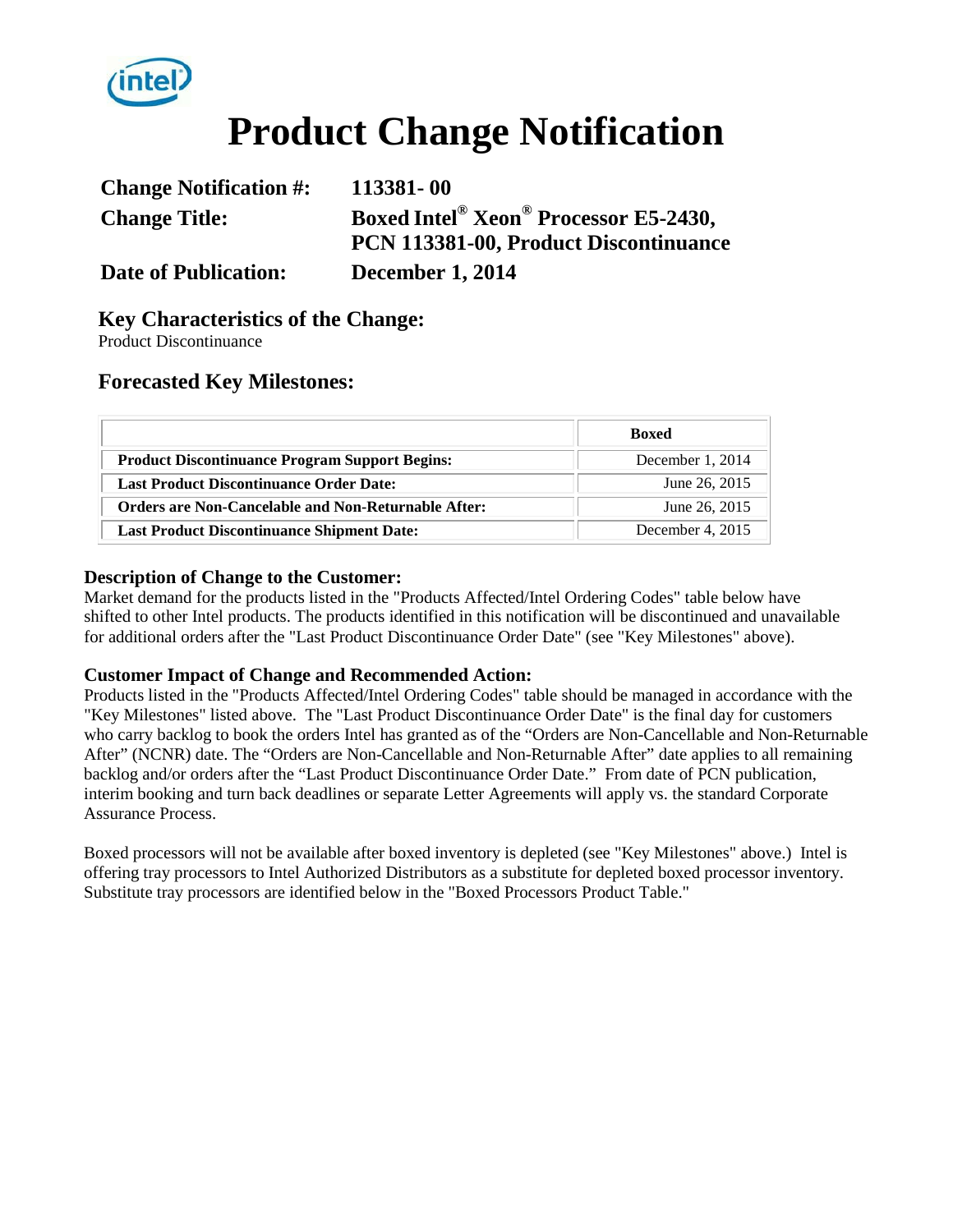# Product Change Notification

**Change Notification #:** 113381- 00

**Change Title:** Boxed Intel® Xeon® Processor E5-2430, PCN 113381-00, Product Discontinuance

**Date of Publication:** December 1, 2014

## Key Characteristics of the Change:

Product Discontinuance

## Forecasted Key Milestones:

| | Boxed |
|---|---|
| **Product Discontinuance Program Support Begins:** | December 1, 2014 |
| **Last Product Discontinuance Order Date:** | June 26, 2015 |
| **Orders are Non-Cancelable and Non-Returnable After:** | June 26, 2015 |
| **Last Product Discontinuance Shipment Date:** | December 4, 2015 |

### Description of Change to the Customer:

Market demand for the products listed in the "Products Affected/Intel Ordering Codes" table below have shifted to other Intel products. The products identified in this notification will be discontinued and unavailable for additional orders after the "Last Product Discontinuance Order Date" (see "Key Milestones" above).

### Customer Impact of Change and Recommended Action:

Products listed in the "Products Affected/Intel Ordering Codes" table should be managed in accordance with the "Key Milestones" listed above. The "Last Product Discontinuance Order Date" is the final day for customers who carry backlog to book the orders Intel has granted as of the "Orders are Non-Cancellable and Non-Returnable After" (NCNR) date. The "Orders are Non-Cancellable and Non-Returnable After" date applies to all remaining backlog and/or orders after the "Last Product Discontinuance Order Date." From date of PCN publication, interim booking and turn back deadlines or separate Letter Agreements will apply vs. the standard Corporate Assurance Process.

Boxed processors will not be available after boxed inventory is depleted (see "Key Milestones" above.) Intel is offering tray processors to Intel Authorized Distributors as a substitute for depleted boxed processor inventory. Substitute tray processors are identified below in the "Boxed Processors Product Table."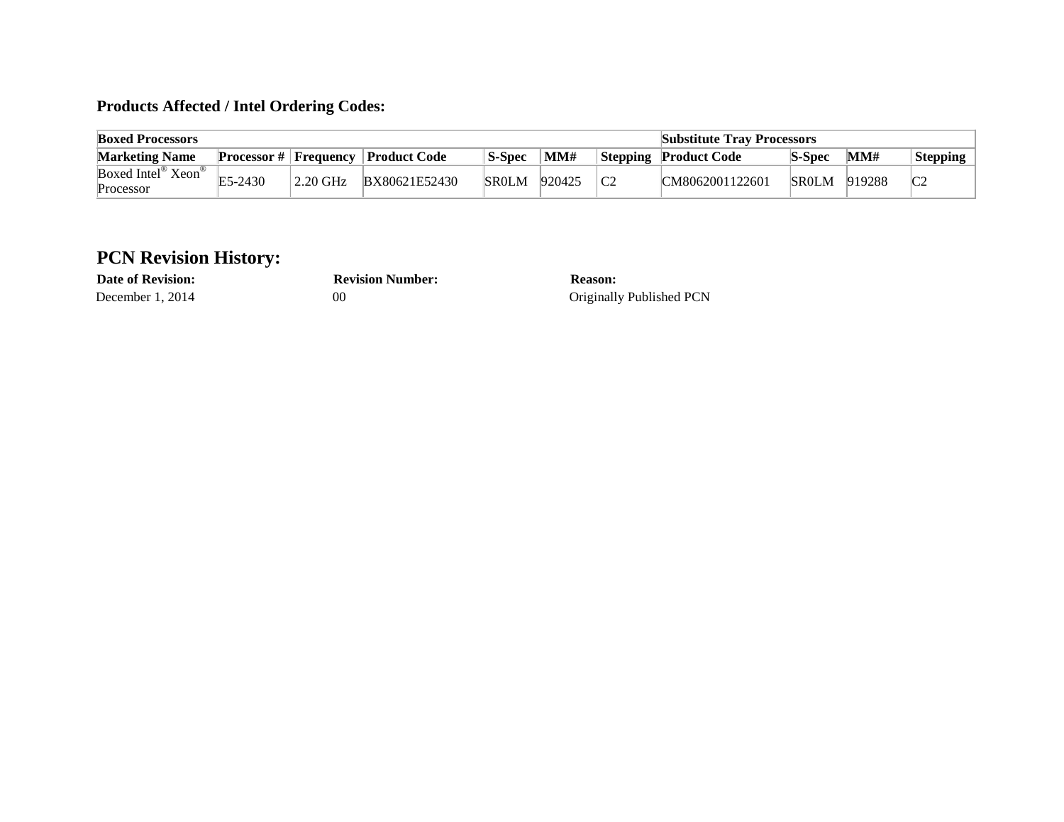## Products Affected / Intel Ordering Codes:

| Boxed Processors | | | | | | | Substitute Tray Processors | | | |
|---|---|---|---|---|---|---|---|---|---|---|
| **Marketing Name** | **Processor #** | **Frequency** | **Product Code** | **S-Spec** | **MM#** | **Stepping** | **Product Code** | **S-Spec** | **MM#** | **Stepping** |
| Boxed Intel® Xeon® Processor | E5-2430 | 2.20 GHz | BX80621E52430 | SR0LM | 920425 | C2 | CM8062001122601 | SR0LM | 919288 | C2 |

## PCN Revision History:

| **Date of Revision:** | **Revision Number:** | **Reason:** |
|---|---|---|
| December 1, 2014 | 00 | Originally Published PCN |